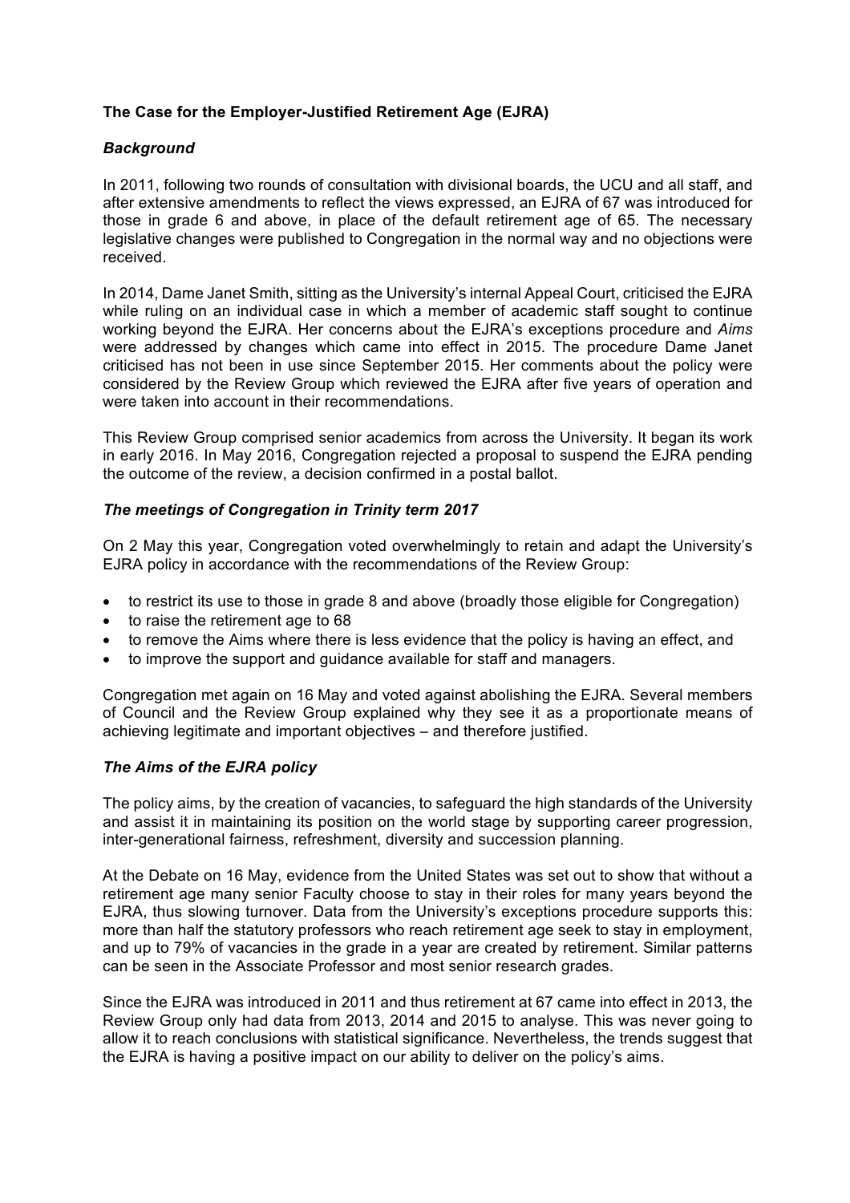**The Case for the Employer-Justified Retirement Age (EJRA)**

***Background***

In 2011, following two rounds of consultation with divisional boards, the UCU and all staff, and after extensive amendments to reflect the views expressed, an EJRA of 67 was introduced for those in grade 6 and above, in place of the default retirement age of 65. The necessary legislative changes were published to Congregation in the normal way and no objections were received.

In 2014, Dame Janet Smith, sitting as the University's internal Appeal Court, criticised the EJRA while ruling on an individual case in which a member of academic staff sought to continue working beyond the EJRA. Her concerns about the EJRA's exceptions procedure and *Aims* were addressed by changes which came into effect in 2015. The procedure Dame Janet criticised has not been in use since September 2015. Her comments about the policy were considered by the Review Group which reviewed the EJRA after five years of operation and were taken into account in their recommendations.

This Review Group comprised senior academics from across the University. It began its work in early 2016. In May 2016, Congregation rejected a proposal to suspend the EJRA pending the outcome of the review, a decision confirmed in a postal ballot.

***The meetings of Congregation in Trinity term 2017***

On 2 May this year, Congregation voted overwhelmingly to retain and adapt the University's EJRA policy in accordance with the recommendations of the Review Group:

- to restrict its use to those in grade 8 and above (broadly those eligible for Congregation)
- to raise the retirement age to 68
- to remove the Aims where there is less evidence that the policy is having an effect, and
- to improve the support and guidance available for staff and managers.

Congregation met again on 16 May and voted against abolishing the EJRA. Several members of Council and the Review Group explained why they see it as a proportionate means of achieving legitimate and important objectives – and therefore justified.

***The Aims of the EJRA policy***

The policy aims, by the creation of vacancies, to safeguard the high standards of the University and assist it in maintaining its position on the world stage by supporting career progression, inter-generational fairness, refreshment, diversity and succession planning.

At the Debate on 16 May, evidence from the United States was set out to show that without a retirement age many senior Faculty choose to stay in their roles for many years beyond the EJRA, thus slowing turnover. Data from the University's exceptions procedure supports this: more than half the statutory professors who reach retirement age seek to stay in employment, and up to 79% of vacancies in the grade in a year are created by retirement. Similar patterns can be seen in the Associate Professor and most senior research grades.

Since the EJRA was introduced in 2011 and thus retirement at 67 came into effect in 2013, the Review Group only had data from 2013, 2014 and 2015 to analyse. This was never going to allow it to reach conclusions with statistical significance. Nevertheless, the trends suggest that the EJRA is having a positive impact on our ability to deliver on the policy's aims.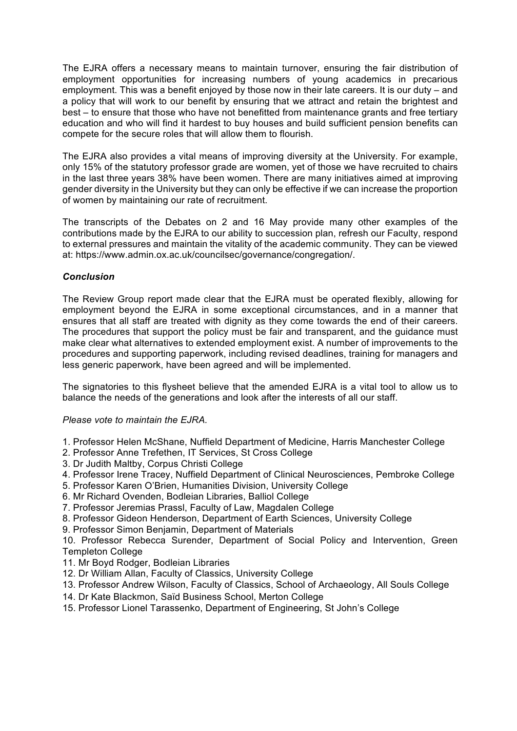The EJRA offers a necessary means to maintain turnover, ensuring the fair distribution of employment opportunities for increasing numbers of young academics in precarious employment. This was a benefit enjoyed by those now in their late careers. It is our duty – and a policy that will work to our benefit by ensuring that we attract and retain the brightest and best – to ensure that those who have not benefitted from maintenance grants and free tertiary education and who will find it hardest to buy houses and build sufficient pension benefits can compete for the secure roles that will allow them to flourish.

The EJRA also provides a vital means of improving diversity at the University. For example, only 15% of the statutory professor grade are women, yet of those we have recruited to chairs in the last three years 38% have been women. There are many initiatives aimed at improving gender diversity in the University but they can only be effective if we can increase the proportion of women by maintaining our rate of recruitment.

The transcripts of the Debates on 2 and 16 May provide many other examples of the contributions made by the EJRA to our ability to succession plan, refresh our Faculty, respond to external pressures and maintain the vitality of the academic community. They can be viewed at: https://www.admin.ox.ac.uk/councilsec/governance/congregation/.

### *Conclusion*

The Review Group report made clear that the EJRA must be operated flexibly, allowing for employment beyond the EJRA in some exceptional circumstances, and in a manner that ensures that all staff are treated with dignity as they come towards the end of their careers. The procedures that support the policy must be fair and transparent, and the guidance must make clear what alternatives to extended employment exist. A number of improvements to the procedures and supporting paperwork, including revised deadlines, training for managers and less generic paperwork, have been agreed and will be implemented.

The signatories to this flysheet believe that the amended EJRA is a vital tool to allow us to balance the needs of the generations and look after the interests of all our staff.

*Please vote to maintain the EJRA.*

1. Professor Helen McShane, Nuffield Department of Medicine, Harris Manchester College
2. Professor Anne Trefethen, IT Services, St Cross College
3. Dr Judith Maltby, Corpus Christi College
4. Professor Irene Tracey, Nuffield Department of Clinical Neurosciences, Pembroke College
5. Professor Karen O'Brien, Humanities Division, University College
6. Mr Richard Ovenden, Bodleian Libraries, Balliol College
7. Professor Jeremias Prassl, Faculty of Law, Magdalen College
8. Professor Gideon Henderson, Department of Earth Sciences, University College
9. Professor Simon Benjamin, Department of Materials
10. Professor Rebecca Surender, Department of Social Policy and Intervention, Green Templeton College
11. Mr Boyd Rodger, Bodleian Libraries
12. Dr William Allan, Faculty of Classics, University College
13. Professor Andrew Wilson, Faculty of Classics, School of Archaeology, All Souls College
14. Dr Kate Blackmon, Saïd Business School, Merton College
15. Professor Lionel Tarassenko, Department of Engineering, St John's College